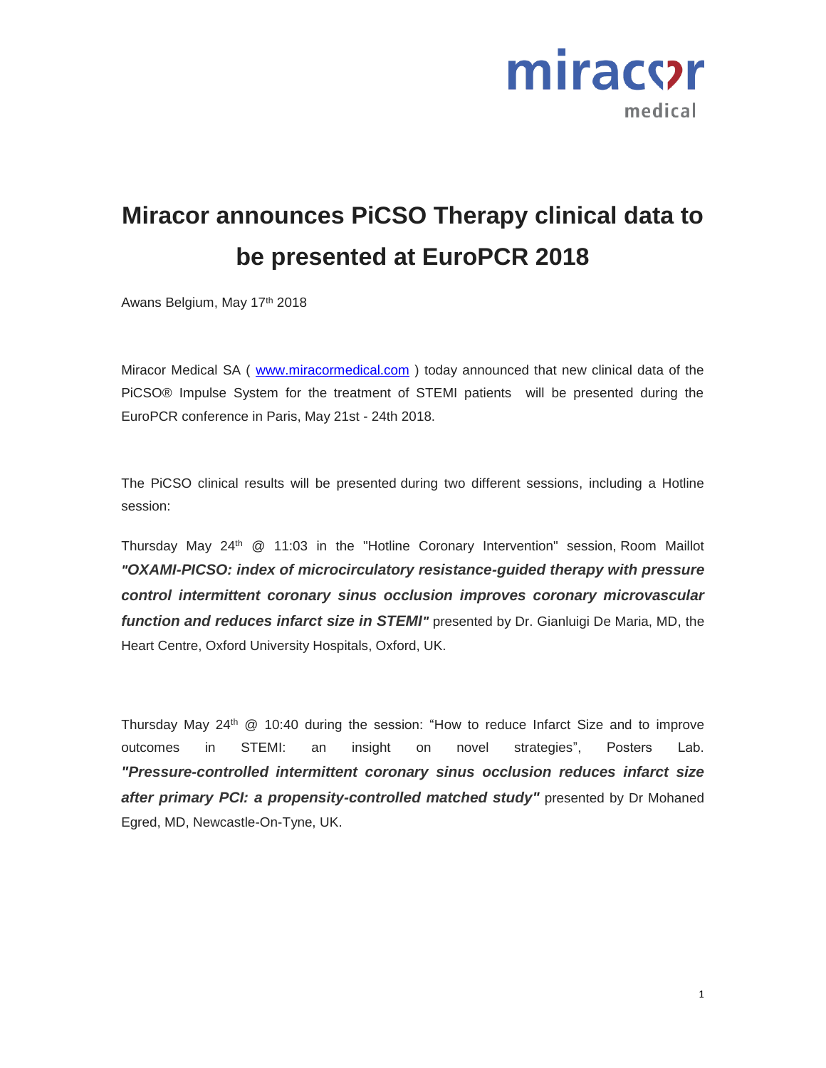# Miracor announces PiCSO Therapy clinical data to be presented at EuroPCR 2018

Awans Belgium, May 17th 2018

Miracor Medical SA ( www.miracormedical.com ) today announced that new clinical data of the PiCSO® Impulse System for the treatment of STEMI patients will be presented during the EuroPCR conference in Paris, May 21st - 24th 2018.

The PiCSO clinical results will be presented during two different sessions, including a Hotline session:

Thursday May 24th @ 11:03 in the "Hotline Coronary Intervention" session, Room Maillot ***"OXAMI-PICSO: index of microcirculatory resistance-guided therapy with pressure control intermittent coronary sinus occlusion improves coronary microvascular function and reduces infarct size in STEMI"*** presented by Dr. Gianluigi De Maria, MD, the Heart Centre, Oxford University Hospitals, Oxford, UK.

Thursday May 24th @ 10:40 during the session: "How to reduce Infarct Size and to improve outcomes in STEMI: an insight on novel strategies", Posters Lab. ***"Pressure-controlled intermittent coronary sinus occlusion reduces infarct size after primary PCI: a propensity-controlled matched study"*** presented by Dr Mohaned Egred, MD, Newcastle-On-Tyne, UK.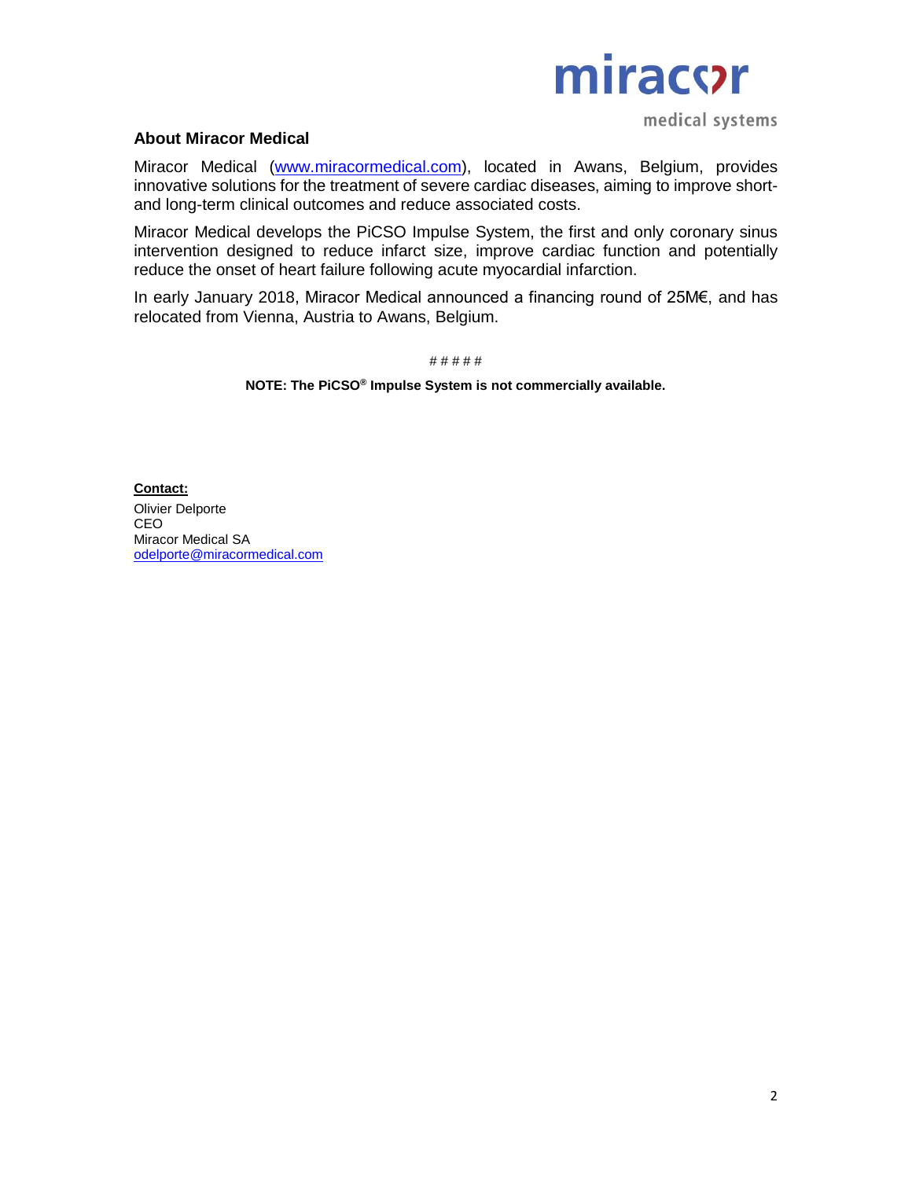## About Miracor Medical

Miracor Medical (www.miracormedical.com), located in Awans, Belgium, provides innovative solutions for the treatment of severe cardiac diseases, aiming to improve short- and long-term clinical outcomes and reduce associated costs.

Miracor Medical develops the PiCSO Impulse System, the first and only coronary sinus intervention designed to reduce infarct size, improve cardiac function and potentially reduce the onset of heart failure following acute myocardial infarction.

In early January 2018, Miracor Medical announced a financing round of 25M€, and has relocated from Vienna, Austria to Awans, Belgium.

# # # # #

**NOTE: The PiCSO® Impulse System is not commercially available.**

**Contact:**

Olivier Delporte
CEO
Miracor Medical SA
odelporte@miracormedical.com